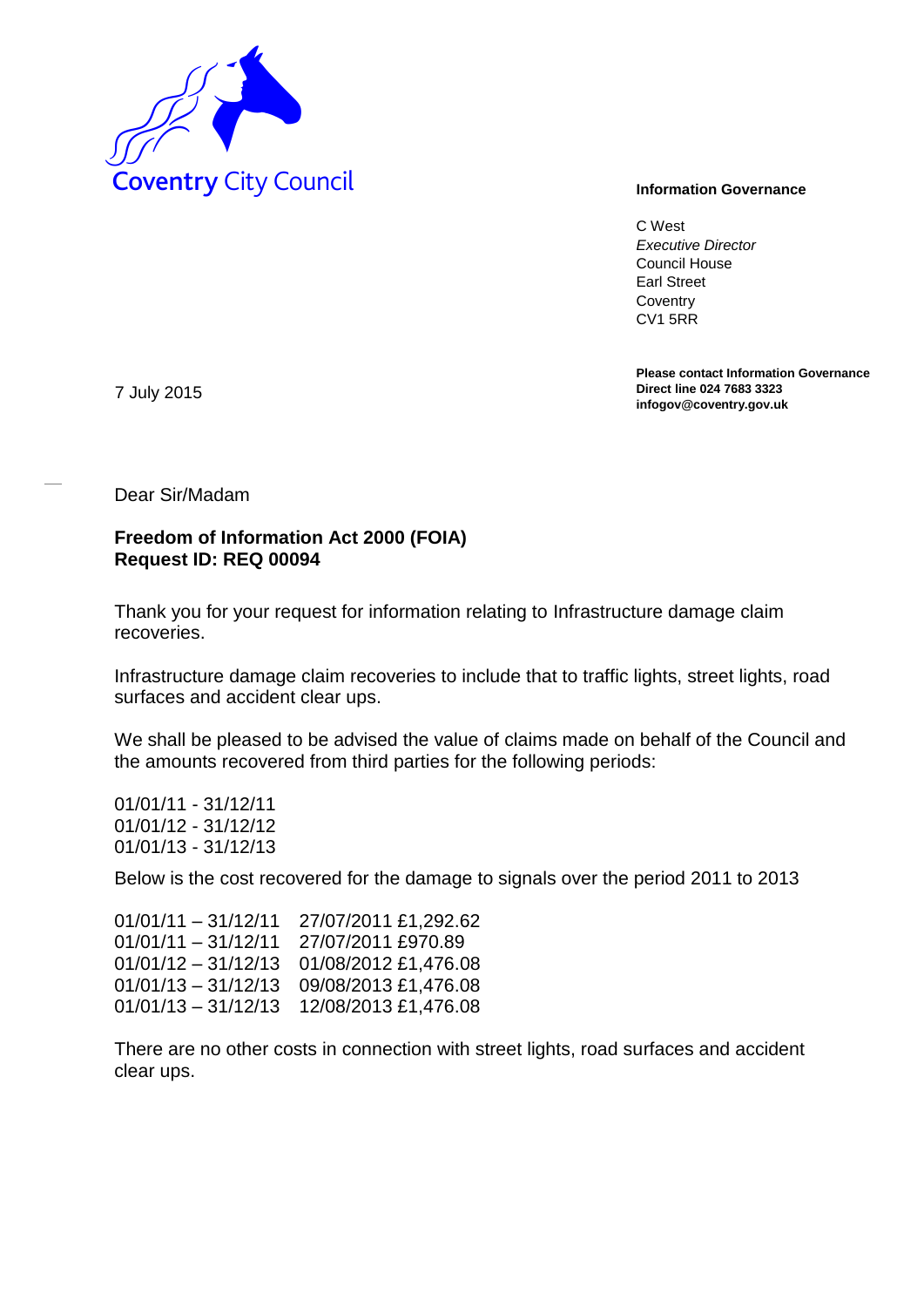Coventry City Council

**Information Governance**

C West
*Executive Director*
Council House
Earl Street
Coventry
CV1 5RR

**Please contact Information Governance**
**Direct line 024 7683 3323**
**infogov@coventry.gov.uk**

7 July 2015

Dear Sir/Madam

**Freedom of Information Act 2000 (FOIA)**
**Request ID: REQ 00094**

Thank you for your request for information relating to Infrastructure damage claim recoveries.

Infrastructure damage claim recoveries to include that to traffic lights, street lights, road surfaces and accident clear ups.

We shall be pleased to be advised the value of claims made on behalf of the Council and the amounts recovered from third parties for the following periods:

01/01/11 - 31/12/11
01/01/12 - 31/12/12
01/01/13 - 31/12/13

Below is the cost recovered for the damage to signals over the period 2011 to 2013

01/01/11 – 31/12/11 27/07/2011 £1,292.62
01/01/11 – 31/12/11 27/07/2011 £970.89
01/01/12 – 31/12/13 01/08/2012 £1,476.08
01/01/13 – 31/12/13 09/08/2013 £1,476.08
01/01/13 – 31/12/13 12/08/2013 £1,476.08

There are no other costs in connection with street lights, road surfaces and accident clear ups.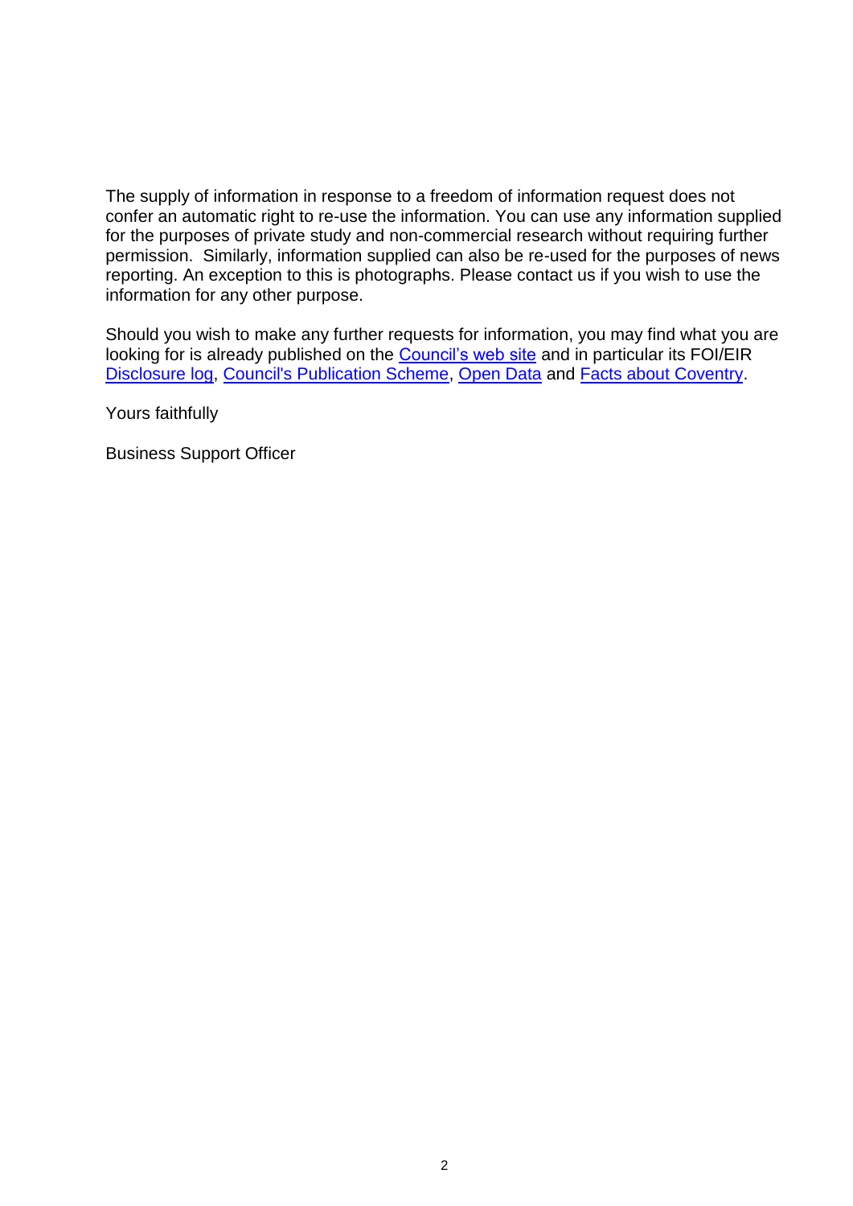The supply of information in response to a freedom of information request does not confer an automatic right to re-use the information. You can use any information supplied for the purposes of private study and non-commercial research without requiring further permission. Similarly, information supplied can also be re-used for the purposes of news reporting. An exception to this is photographs. Please contact us if you wish to use the information for any other purpose.

Should you wish to make any further requests for information, you may find what you are looking for is already published on the Council's web site and in particular its FOI/EIR Disclosure log, Council's Publication Scheme, Open Data and Facts about Coventry.

Yours faithfully

Business Support Officer